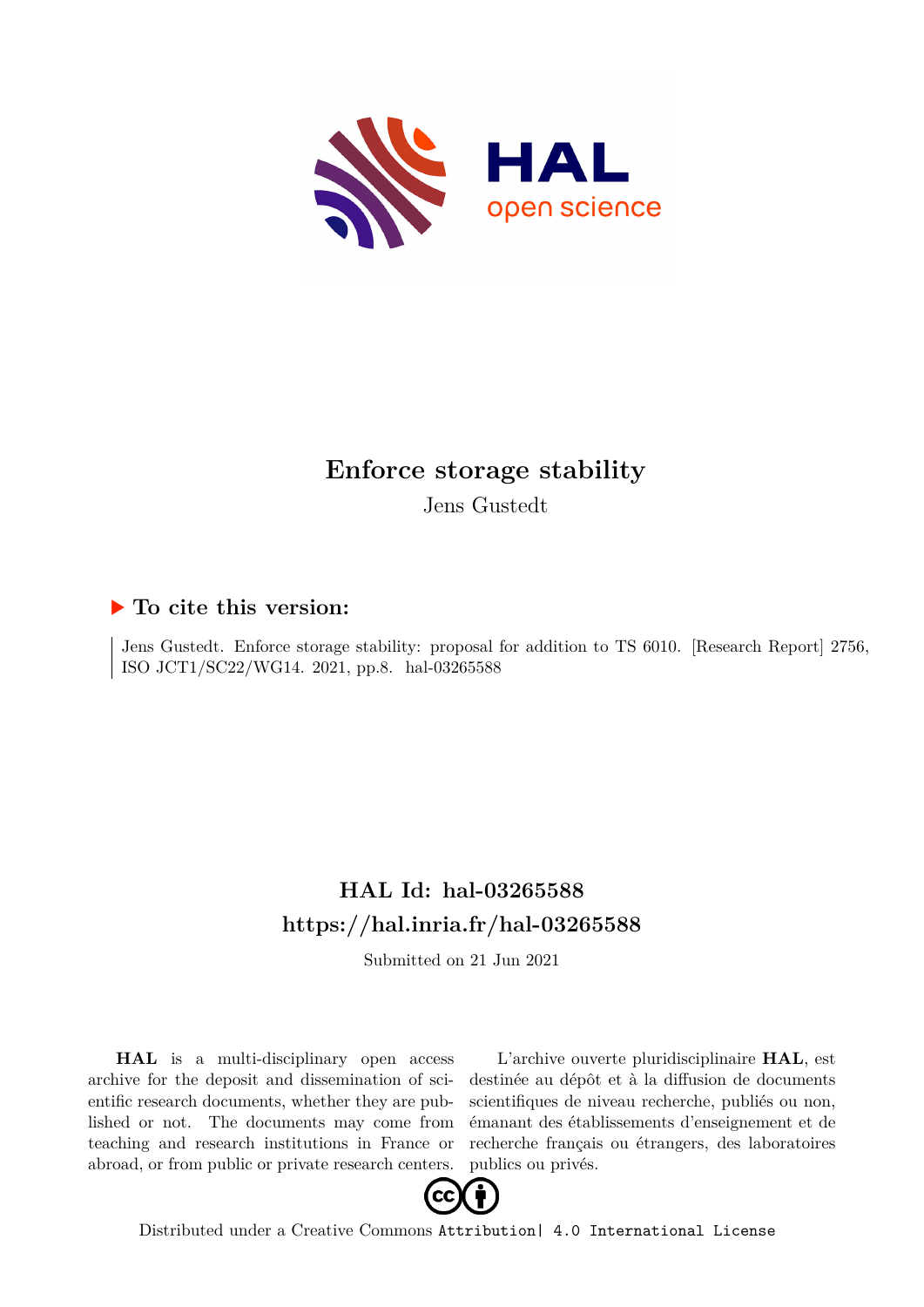# Enforce storage stability

Jens Gustedt

## ▶ To cite this version:

Jens Gustedt. Enforce storage stability: proposal for addition to TS 6010. [Research Report] 2756, ISO JCT1/SC22/WG14. 2021, pp.8. hal-03265588

## HAL Id: hal-03265588
## https://hal.inria.fr/hal-03265588

Submitted on 21 Jun 2021

**HAL** is a multi-disciplinary open access archive for the deposit and dissemination of scientific research documents, whether they are published or not. The documents may come from teaching and research institutions in France or abroad, or from public or private research centers.

L'archive ouverte pluridisciplinaire **HAL**, est destinée au dépôt et à la diffusion de documents scientifiques de niveau recherche, publiés ou non, émanant des établissements d'enseignement et de recherche français ou étrangers, des laboratoires publics ou privés.

Distributed under a Creative Commons Attribution| 4.0 International License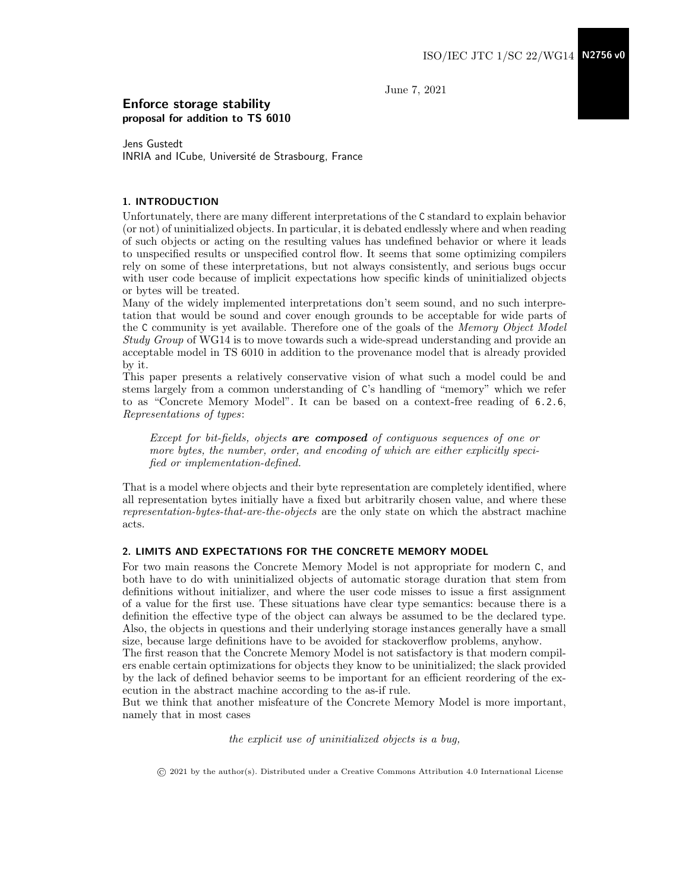ISO/IEC JTC 1/SC 22/WG14 **N2756 v0**

June 7, 2021

# Enforce storage stability
**proposal for addition to TS 6010**

Jens Gustedt
INRIA and ICube, Université de Strasbourg, France

## 1. INTRODUCTION

Unfortunately, there are many different interpretations of the C standard to explain behavior (or not) of uninitialized objects. In particular, it is debated endlessly where and when reading of such objects or acting on the resulting values has undefined behavior or where it leads to unspecified results or unspecified control flow. It seems that some optimizing compilers rely on some of these interpretations, but not always consistently, and serious bugs occur with user code because of implicit expectations how specific kinds of uninitialized objects or bytes will be treated.

Many of the widely implemented interpretations don't seem sound, and no such interpretation that would be sound and cover enough grounds to be acceptable for wide parts of the C community is yet available. Therefore one of the goals of the *Memory Object Model Study Group* of WG14 is to move towards such a wide-spread understanding and provide an acceptable model in TS 6010 in addition to the provenance model that is already provided by it.

This paper presents a relatively conservative vision of what such a model could be and stems largely from a common understanding of C's handling of "memory" which we refer to as "Concrete Memory Model". It can be based on a context-free reading of 6.2.6, *Representations of types*:

> *Except for bit-fields, objects* ***are composed*** *of contiguous sequences of one or more bytes, the number, order, and encoding of which are either explicitly specified or implementation-defined.*

That is a model where objects and their byte representation are completely identified, where all representation bytes initially have a fixed but arbitrarily chosen value, and where these *representation-bytes-that-are-the-objects* are the only state on which the abstract machine acts.

## 2. LIMITS AND EXPECTATIONS FOR THE CONCRETE MEMORY MODEL

For two main reasons the Concrete Memory Model is not appropriate for modern C, and both have to do with uninitialized objects of automatic storage duration that stem from definitions without initializer, and where the user code misses to issue a first assignment of a value for the first use. These situations have clear type semantics: because there is a definition the effective type of the object can always be assumed to be the declared type. Also, the objects in questions and their underlying storage instances generally have a small size, because large definitions have to be avoided for stackoverflow problems, anyhow.

The first reason that the Concrete Memory Model is not satisfactory is that modern compilers enable certain optimizations for objects they know to be uninitialized; the slack provided by the lack of defined behavior seems to be important for an efficient reordering of the execution in the abstract machine according to the as-if rule.

But we think that another misfeature of the Concrete Memory Model is more important, namely that in most cases

*the explicit use of uninitialized objects is a bug,*

© 2021 by the author(s). Distributed under a Creative Commons Attribution 4.0 International License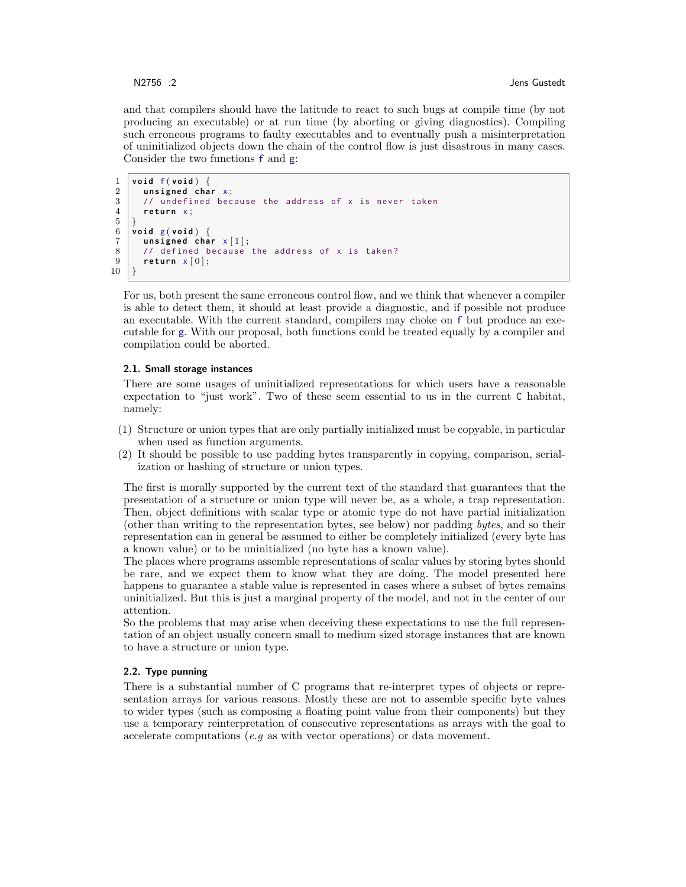and that compilers should have the latitude to react to such bugs at compile time (by not producing an executable) or at run time (by aborting or giving diagnostics). Compiling such erroneous programs to faulty executables and to eventually push a misinterpretation of uninitialized objects down the chain of the control flow is just disastrous in many cases. Consider the two functions f and g:

```
void f(void) {
  unsigned char x;
  // undefined because the address of x is never taken
  return x;
}
void g(void) {
  unsigned char x[1];
  // defined because the address of x is taken?
  return x[0];
}
```

For us, both present the same erroneous control flow, and we think that whenever a compiler is able to detect them, it should at least provide a diagnostic, and if possible not produce an executable. With the current standard, compilers may choke on f but produce an executable for g. With our proposal, both functions could be treated equally by a compiler and compilation could be aborted.

### 2.1. Small storage instances

There are some usages of uninitialized representations for which users have a reasonable expectation to "just work". Two of these seem essential to us in the current C habitat, namely:

(1) Structure or union types that are only partially initialized must be copyable, in particular when used as function arguments.
(2) It should be possible to use padding bytes transparently in copying, comparison, serialization or hashing of structure or union types.

The first is morally supported by the current text of the standard that guarantees that the presentation of a structure or union type will never be, as a whole, a trap representation. Then, object definitions with scalar type or atomic type do not have partial initialization (other than writing to the representation bytes, see below) nor padding *bytes*, and so their representation can in general be assumed to either be completely initialized (every byte has a known value) or to be uninitialized (no byte has a known value).

The places where programs assemble representations of scalar values by storing bytes should be rare, and we expect them to know what they are doing. The model presented here happens to guarantee a stable value is represented in cases where a subset of bytes remains uninitialized. But this is just a marginal property of the model, and not in the center of our attention.

So the problems that may arise when deceiving these expectations to use the full representation of an object usually concern small to medium sized storage instances that are known to have a structure or union type.

### 2.2. Type punning

There is a substantial number of C programs that re-interpret types of objects or representation arrays for various reasons. Mostly these are not to assemble specific byte values to wider types (such as composing a floating point value from their components) but they use a temporary reinterpretation of consecutive representations as arrays with the goal to accelerate computations (*e.g* as with vector operations) or data movement.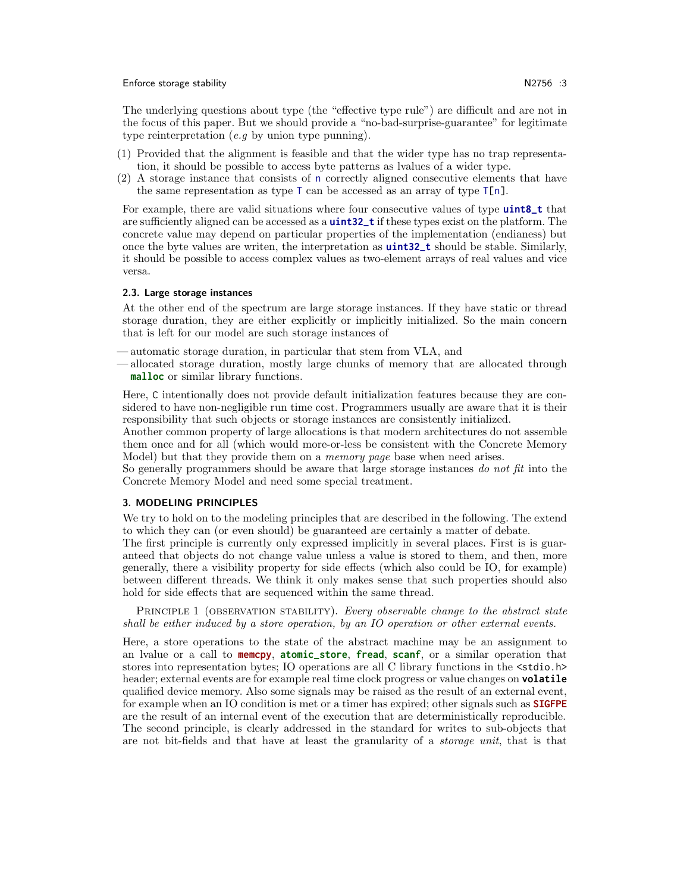The underlying questions about type (the "effective type rule") are difficult and are not in the focus of this paper. But we should provide a "no-bad-surprise-guarantee" for legitimate type reinterpretation (*e.g* by union type punning).

(1) Provided that the alignment is feasible and that the wider type has no trap representation, it should be possible to access byte patterns as lvalues of a wider type.
(2) A storage instance that consists of `n` correctly aligned consecutive elements that have the same representation as type `T` can be accessed as an array of type `T[n]`.

For example, there are valid situations where four consecutive values of type **`uint8_t`** that are sufficiently aligned can be accessed as a **`uint32_t`** if these types exist on the platform. The concrete value may depend on particular properties of the implementation (endianess) but once the byte values are writen, the interpretation as **`uint32_t`** should be stable. Similarly, it should be possible to access complex values as two-element arrays of real values and vice versa.

### 2.3. Large storage instances

At the other end of the spectrum are large storage instances. If they have static or thread storage duration, they are either explicitly or implicitly initialized. So the main concern that is left for our model are such storage instances of

— automatic storage duration, in particular that stem from VLA, and
— allocated storage duration, mostly large chunks of memory that are allocated through **`malloc`** or similar library functions.

Here, `C` intentionally does not provide default initialization features because they are considered to have non-negligible run time cost. Programmers usually are aware that it is their responsibility that such objects or storage instances are consistently initialized.
Another common property of large allocations is that modern architectures do not assemble them once and for all (which would more-or-less be consistent with the Concrete Memory Model) but that they provide them on a *memory page* base when need arises.
So generally programmers should be aware that large storage instances *do not fit* into the Concrete Memory Model and need some special treatment.

## 3. MODELING PRINCIPLES

We try to hold on to the modeling principles that are described in the following. The extend to which they can (or even should) be guaranteed are certainly a matter of debate.
The first principle is currently only expressed implicitly in several places. First is is guaranteed that objects do not change value unless a value is stored to them, and then, more generally, there a visibility property for side effects (which also could be IO, for example) between different threads. We think it only makes sense that such properties should also hold for side effects that are sequenced within the same thread.

PRINCIPLE 1 (OBSERVATION STABILITY). *Every observable change to the abstract state shall be either induced by a store operation, by an IO operation or other external events.*

Here, a store operations to the state of the abstract machine may be an assignment to an lvalue or a call to **`memcpy`**, **`atomic_store`**, **`fread`**, **`scanf`**, or a similar operation that stores into representation bytes; IO operations are all C library functions in the `<stdio.h>` header; external events are for example real time clock progress or value changes on **`volatile`** qualified device memory. Also some signals may be raised as the result of an external event, for example when an IO condition is met or a timer has expired; other signals such as **`SIGFPE`** are the result of an internal event of the execution that are deterministically reproducible.
The second principle, is clearly addressed in the standard for writes to sub-objects that are not bit-fields and that have at least the granularity of a *storage unit*, that is that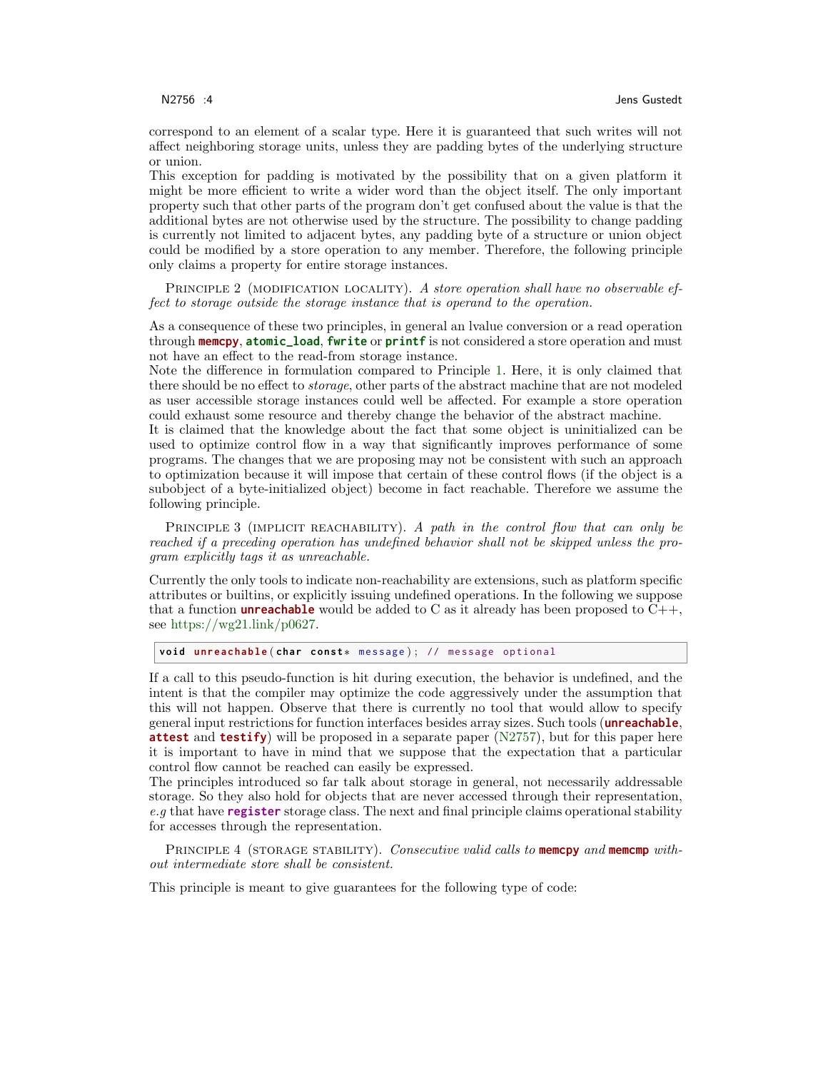correspond to an element of a scalar type. Here it is guaranteed that such writes will not affect neighboring storage units, unless they are padding bytes of the underlying structure or union.

This exception for padding is motivated by the possibility that on a given platform it might be more efficient to write a wider word than the object itself. The only important property such that other parts of the program don't get confused about the value is that the additional bytes are not otherwise used by the structure. The possibility to change padding is currently not limited to adjacent bytes, any padding byte of a structure or union object could be modified by a store operation to any member. Therefore, the following principle only claims a property for entire storage instances.

PRINCIPLE 2 (MODIFICATION LOCALITY). *A store operation shall have no observable effect to storage outside the storage instance that is operand to the operation.*

As a consequence of these two principles, in general an lvalue conversion or a read operation through **memcpy**, **atomic_load**, **fwrite** or **printf** is not considered a store operation and must not have an effect to the read-from storage instance.

Note the difference in formulation compared to Principle 1. Here, it is only claimed that there should be no effect to *storage*, other parts of the abstract machine that are not modeled as user accessible storage instances could well be affected. For example a store operation could exhaust some resource and thereby change the behavior of the abstract machine.

It is claimed that the knowledge about the fact that some object is uninitialized can be used to optimize control flow in a way that significantly improves performance of some programs. The changes that we are proposing may not be consistent with such an approach to optimization because it will impose that certain of these control flows (if the object is a subobject of a byte-initialized object) become in fact reachable. Therefore we assume the following principle.

PRINCIPLE 3 (IMPLICIT REACHABILITY). *A path in the control flow that can only be reached if a preceding operation has undefined behavior shall not be skipped unless the program explicitly tags it as unreachable.*

Currently the only tools to indicate non-reachability are extensions, such as platform specific attributes or builtins, or explicitly issuing undefined operations. In the following we suppose that a function **unreachable** would be added to C as it already has been proposed to C++, see https://wg21.link/p0627.

```
void unreachable(char const* message); // message optional
```

If a call to this pseudo-function is hit during execution, the behavior is undefined, and the intent is that the compiler may optimize the code aggressively under the assumption that this will not happen. Observe that there is currently no tool that would allow to specify general input restrictions for function interfaces besides array sizes. Such tools (**unreachable**, **attest** and **testify**) will be proposed in a separate paper (N2757), but for this paper here it is important to have in mind that we suppose that the expectation that a particular control flow cannot be reached can easily be expressed.

The principles introduced so far talk about storage in general, not necessarily addressable storage. So they also hold for objects that are never accessed through their representation, *e.g* that have **register** storage class. The next and final principle claims operational stability for accesses through the representation.

PRINCIPLE 4 (STORAGE STABILITY). *Consecutive valid calls to* **memcpy** *and* **memcmp** *without intermediate store shall be consistent.*

This principle is meant to give guarantees for the following type of code: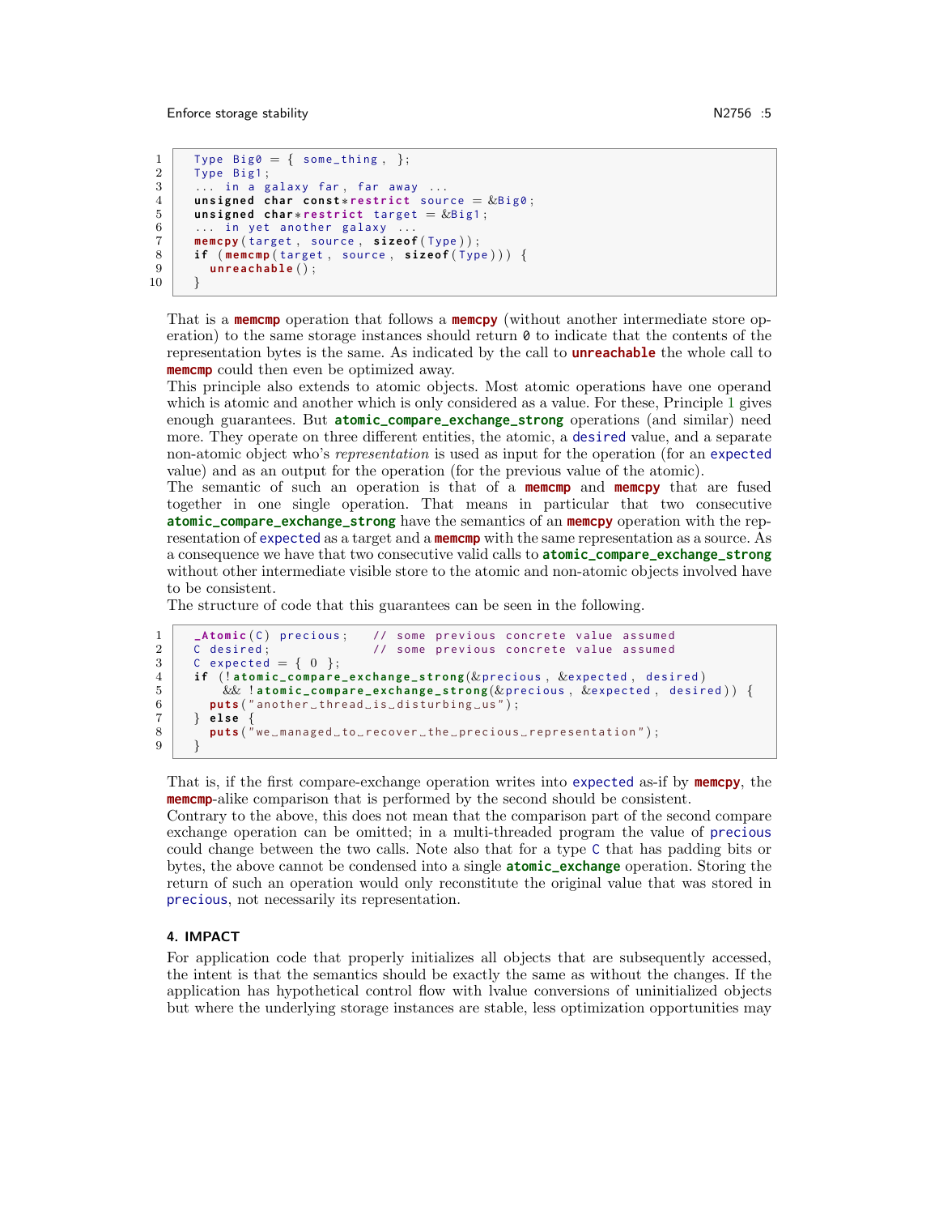```
Type Big0 = { some_thing, };
Type Big1;
... in a galaxy far, far away ...
unsigned char const*restrict source = &Big0;
unsigned char*restrict target = &Big1;
... in yet another galaxy ...
memcpy(target, source, sizeof(Type));
if (memcmp(target, source, sizeof(Type))) {
  unreachable();
}
```

That is a **memcmp** operation that follows a **memcpy** (without another intermediate store operation) to the same storage instances should return `0` to indicate that the contents of the representation bytes is the same. As indicated by the call to **unreachable** the whole call to **memcmp** could then even be optimized away.

This principle also extends to atomic objects. Most atomic operations have one operand which is atomic and another which is only considered as a value. For these, Principle 1 gives enough guarantees. But **atomic_compare_exchange_strong** operations (and similar) need more. They operate on three different entities, the atomic, a `desired` value, and a separate non-atomic object who's *representation* is used as input for the operation (for an `expected` value) and as an output for the operation (for the previous value of the atomic).

The semantic of such an operation is that of a **memcmp** and **memcpy** that are fused together in one single operation. That means in particular that two consecutive **atomic_compare_exchange_strong** have the semantics of an **memcpy** operation with the representation of `expected` as a target and a **memcmp** with the same representation as a source. As a consequence we have that two consecutive valid calls to **atomic_compare_exchange_strong** without other intermediate visible store to the atomic and non-atomic objects involved have to be consistent.

The structure of code that this guarantees can be seen in the following.

```
_Atomic(C) precious;   // some previous concrete value assumed
C desired;             // some previous concrete value assumed
C expected = { 0 };
if (!atomic_compare_exchange_strong(&precious, &expected, desired)
    && !atomic_compare_exchange_strong(&precious, &expected, desired)) {
  puts("another_thread_is_disturbing_us");
} else {
  puts("we_managed_to_recover_the_precious_representation");
}
```

That is, if the first compare-exchange operation writes into `expected` as-if by **memcpy**, the **memcmp**-alike comparison that is performed by the second should be consistent.

Contrary to the above, this does not mean that the comparison part of the second compare exchange operation can be omitted; in a multi-threaded program the value of `precious` could change between the two calls. Note also that for a type `C` that has padding bits or bytes, the above cannot be condensed into a single **atomic_exchange** operation. Storing the return of such an operation would only reconstitute the original value that was stored in `precious`, not necessarily its representation.

## 4. IMPACT

For application code that properly initializes all objects that are subsequently accessed, the intent is that the semantics should be exactly the same as without the changes. If the application has hypothetical control flow with lvalue conversions of uninitialized objects but where the underlying storage instances are stable, less optimization opportunities may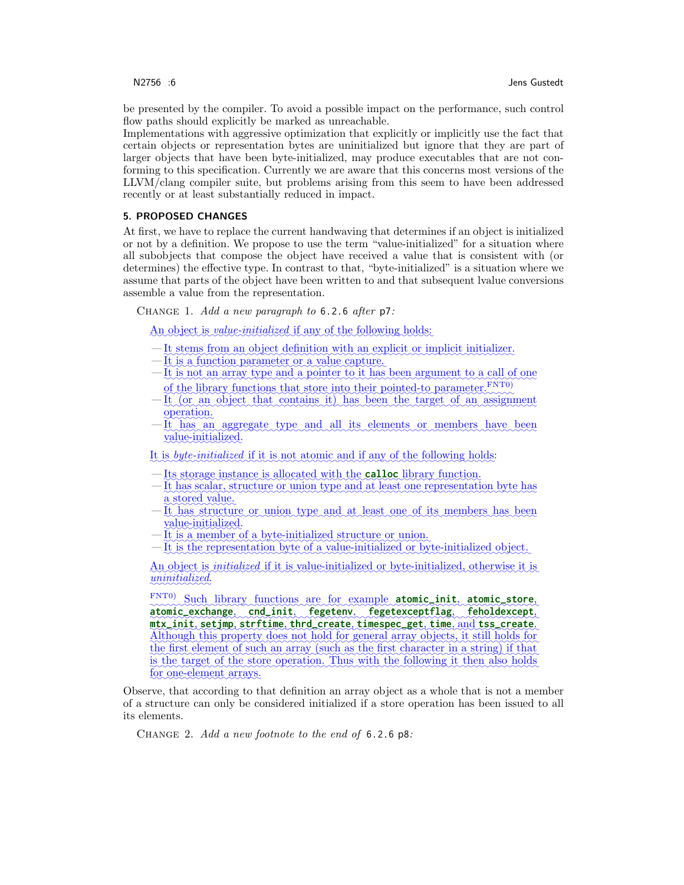be presented by the compiler. To avoid a possible impact on the performance, such control flow paths should explicitly be marked as unreachable.
Implementations with aggressive optimization that explicitly or implicitly use the fact that certain objects or representation bytes are uninitialized but ignore that they are part of larger objects that have been byte-initialized, may produce executables that are not conforming to this specification. Currently we are aware that this concerns most versions of the LLVM/clang compiler suite, but problems arising from this seem to have been addressed recently or at least substantially reduced in impact.

### 5. PROPOSED CHANGES

At first, we have to replace the current handwaving that determines if an object is initialized or not by a definition. We propose to use the term "value-initialized" for a situation where all subobjects that compose the object have received a value that is consistent with (or determines) the effective type. In contrast to that, "byte-initialized" is a situation where we assume that parts of the object have been written to and that subsequent lvalue conversions assemble a value from the representation.

CHANGE 1. *Add a new paragraph to* `6.2.6` *after* `p7`*:*

> An object is *value-initialized* if any of the following holds:
>
> — It stems from an object definition with an explicit or implicit initializer.
> — It is a function parameter or a value capture.
> — It is not an array type and a pointer to it has been argument to a call of one of the library functions that store into their pointed-to parameter.[FNT0)]
> — It (or an object that contains it) has been the target of an assignment operation.
> — It has an aggregate type and all its elements or members have been value-initialized.
>
> It is *byte-initialized* if it is not atomic and if any of the following holds:
>
> — Its storage instance is allocated with the **`calloc`** library function.
> — It has scalar, structure or union type and at least one representation byte has a stored value.
> — It has structure or union type and at least one of its members has been value-initialized.
> — It is a member of a byte-initialized structure or union.
> — It is the representation byte of a value-initialized or byte-initialized object.
>
> An object is *initialized* if it is value-initialized or byte-initialized, otherwise it is *uninitialized*.
>
> [FNT0)] Such library functions are for example **`atomic_init`**, **`atomic_store`**, **`atomic_exchange`**, **`cnd_init`**, **`fegetenv`**, **`fegetexceptflag`**, **`feholdexcept`**, **`mtx_init`**, **`setjmp`**, **`strftime`**, **`thrd_create`**, **`timespec_get`**, **`time`**, and **`tss_create`**. Although this property does not hold for general array objects, it still holds for the first element of such an array (such as the first character in a string) if that is the target of the store operation. Thus with the following it then also holds for one-element arrays.

Observe, that according to that definition an array object as a whole that is not a member of a structure can only be considered initialized if a store operation has been issued to all its elements.

CHANGE 2. *Add a new footnote to the end of* `6.2.6 p8`*:*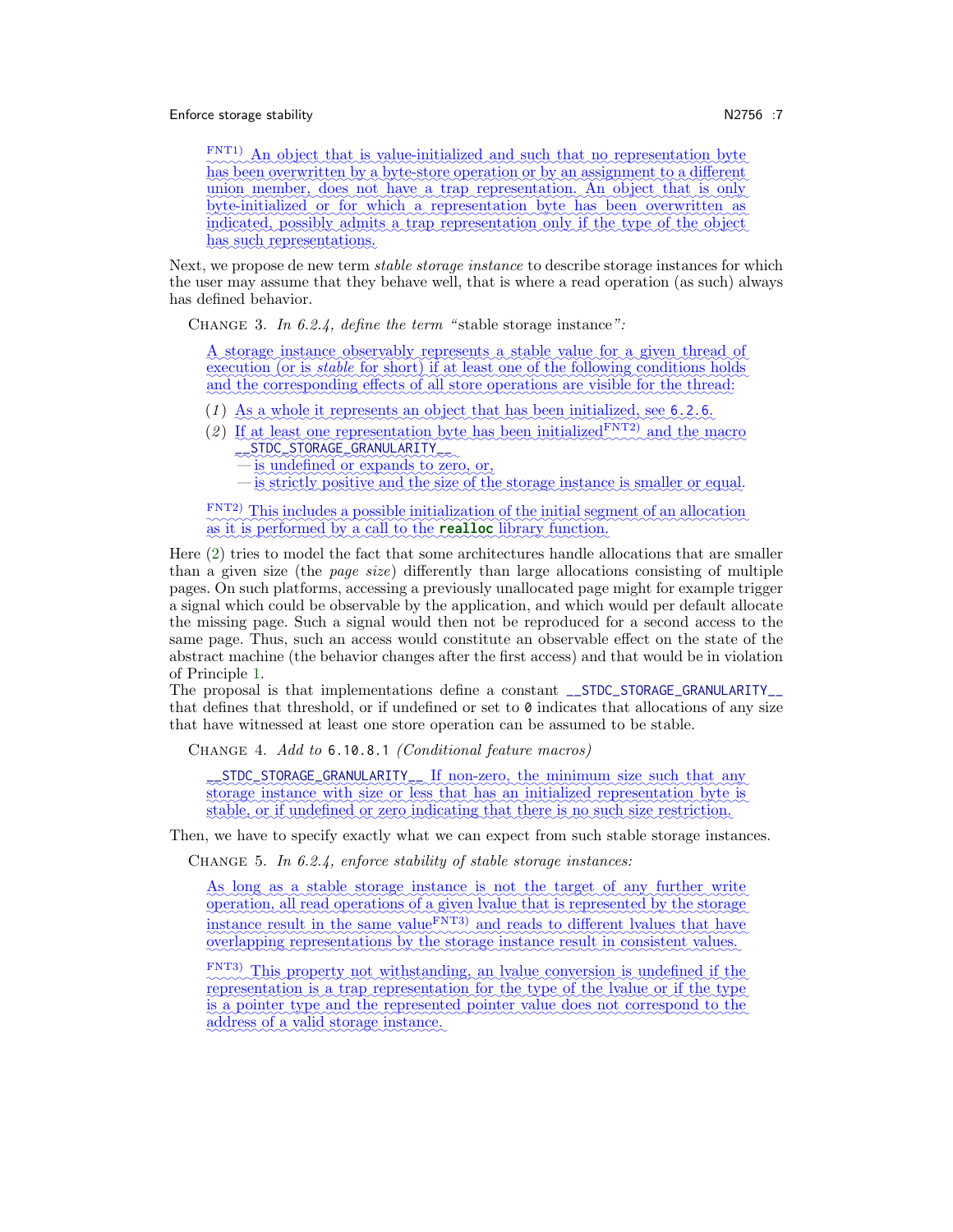[FNT1)] An object that is value-initialized and such that no representation byte has been overwritten by a byte-store operation or by an assignment to a different union member, does not have a trap representation. An object that is only byte-initialized or for which a representation byte has been overwritten as indicated, possibly admits a trap representation only if the type of the object has such representations.

Next, we propose de new term *stable storage instance* to describe storage instances for which the user may assume that they behave well, that is where a read operation (as such) always has defined behavior.

CHANGE 3. *In 6.2.4, define the term "*stable storage instance*":*

> A storage instance observably represents a stable value for a given thread of execution (or is *stable* for short) if at least one of the following conditions holds and the corresponding effects of all store operations are visible for the thread:
>
> (*1*) As a whole it represents an object that has been initialized, see `6.2.6`.
>
> (*2*) If at least one representation byte has been initialized[FNT2)] and the macro `__STDC_STORAGE_GRANULARITY__`
> — is undefined or expands to zero, or,
> — is strictly positive and the storage instance is smaller or equal.
>
> [FNT2)] This includes a possible initialization of the initial segment of an allocation as it is performed by a call to the **`realloc`** library function.

Here (2) tries to model the fact that some architectures handle allocations that are smaller than a given size (the *page size*) differently than large allocations consisting of multiple pages. On such platforms, accessing a previously unallocated page might for example trigger a signal which could be observable by the application, and which would per default allocate the missing page. Such a signal would then not be reproduced for a second access to the same page. Thus, such an access would constitute an observable effect on the state of the abstract machine (the behavior changes after the first access) and that would be in violation of Principle 1.
The proposal is that implementations define a constant `__STDC_STORAGE_GRANULARITY__` that defines that threshold, or if undefined or set to `0` indicates that allocations of any size that have witnessed at least one store operation can be assumed to be stable.

CHANGE 4. *Add to* `6.10.8.1` *(Conditional feature macros)*

> `__STDC_STORAGE_GRANULARITY__` If non-zero, the minimum size such that any storage instance with size or less that has an initialized representation byte is stable, or if undefined or zero indicating that there is no such size restriction.

Then, we have to specify exactly what we can expect from such stable storage instances.

CHANGE 5. *In 6.2.4, enforce stability of stable storage instances:*

> As long as a stable storage instance is not the target of any further write operation, all read operations of a given lvalue that is represented by the storage instance result in the same value[FNT3)] and reads to different lvalues that have overlapping representations by the storage instance result in consistent values.
>
> [FNT3)] This property not withstanding, an lvalue conversion is undefined if the representation is a trap representation for the type of the lvalue or if the type is a pointer type and the represented pointer value does not correspond to the address of a valid storage instance.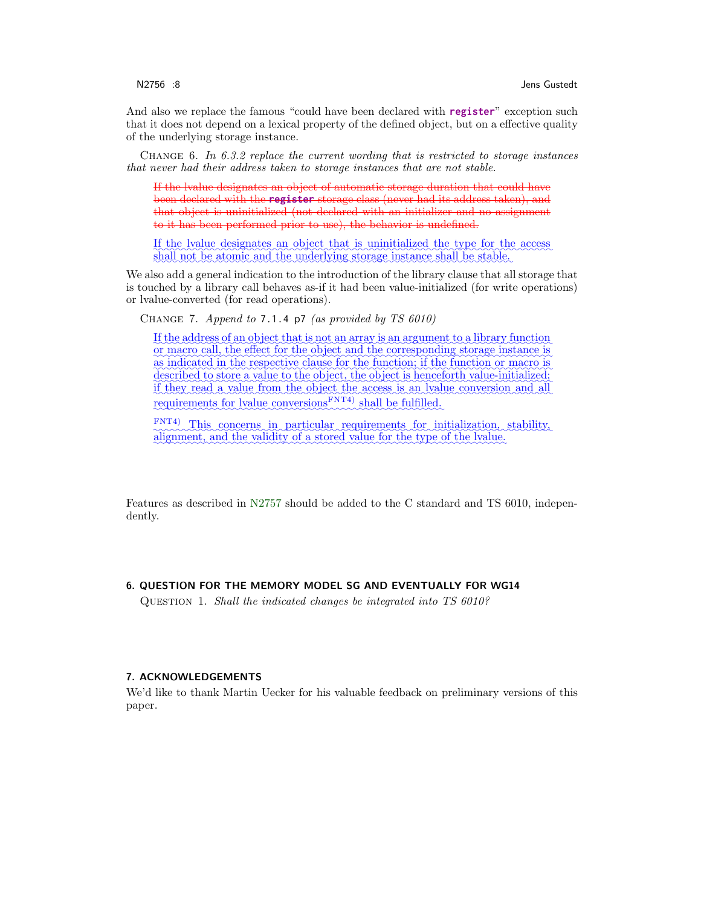And also we replace the famous "could have been declared with **register**" exception such that it does not depend on a lexical property of the defined object, but on a effective quality of the underlying storage instance.

CHANGE 6. *In 6.3.2 replace the current wording that is restricted to storage instances that never had their address taken to storage instances that are not stable.*

> ~~If the lvalue designates an object of automatic storage duration that could have been declared with the **register** storage class (never had its address taken), and that object is uninitialized (not declared with an initializer and no assignment to it has been performed prior to use), the behavior is undefined.~~
>
> If the lvalue designates an object that is uninitialized the type for the access shall not be atomic and the underlying storage instance shall be stable.

We also add a general indication to the introduction of the library clause that all storage that is touched by a library call behaves as-if it had been value-initialized (for write operations) or lvalue-converted (for read operations).

CHANGE 7. *Append to* `7.1.4 p7` *(as provided by TS 6010)*

> If the address of an object that is not an array is an argument to a library function or macro call, the effect for the object and the corresponding storage instance is as indicated in the respective clause for the function; if the function or macro is described to store a value to the object, the object is henceforth value-initialized; if they read a value from the object the access is an lvalue conversion and all requirements for lvalue conversions[FNT4)] shall be fulfilled.
>
> [FNT4)] This concerns in particular requirements for initialization, stability, alignment, and the validity of a stored value for the type of the lvalue.

Features as described in N2757 should be added to the C standard and TS 6010, independently.

## 6. QUESTION FOR THE MEMORY MODEL SG AND EVENTUALLY FOR WG14

QUESTION 1. *Shall the indicated changes be integrated into TS 6010?*

## 7. ACKNOWLEDGEMENTS

We'd like to thank Martin Uecker for his valuable feedback on preliminary versions of this paper.